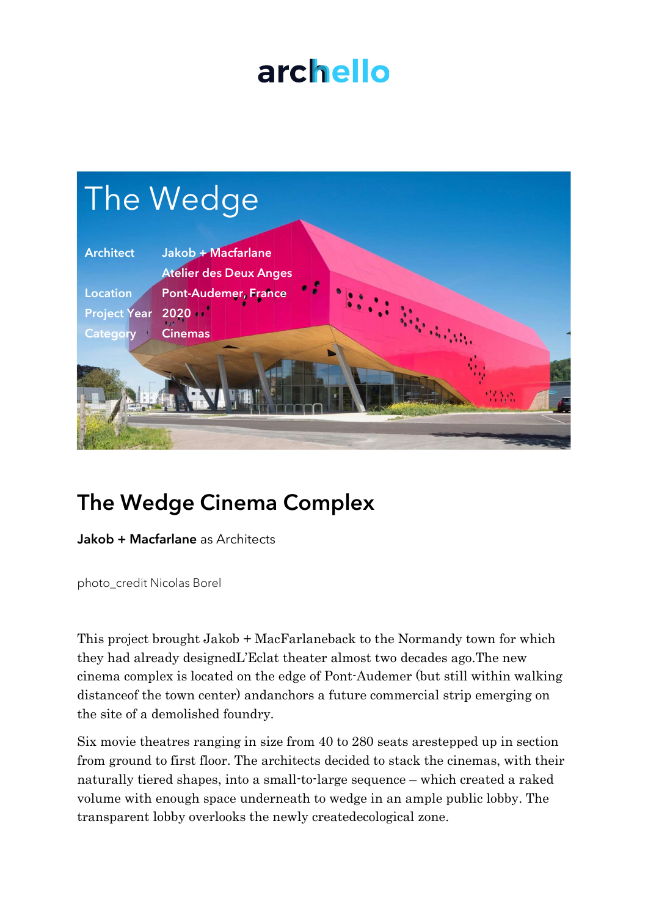# archello

## The Wedge

| | |
|---|---|
| Architect | Jakob + Macfarlane<br>Atelier des Deux Anges |
| Location | Pont-Audemer, France |
| Project Year | 2020 |
| Category | Cinemas |

## The Wedge Cinema Complex

**Jakob + Macfarlane** as Architects

photo_credit Nicolas Borel

This project brought Jakob + MacFarlaneback to the Normandy town for which they had already designedL'Eclat theater almost two decades ago.The new cinema complex is located on the edge of Pont-Audemer (but still within walking distanceof the town center) andanchors a future commercial strip emerging on the site of a demolished foundry.

Six movie theatres ranging in size from 40 to 280 seats arestepped up in section from ground to first floor. The architects decided to stack the cinemas, with their naturally tiered shapes, into a small-to-large sequence – which created a raked volume with enough space underneath to wedge in an ample public lobby. The transparent lobby overlooks the newly createdecological zone.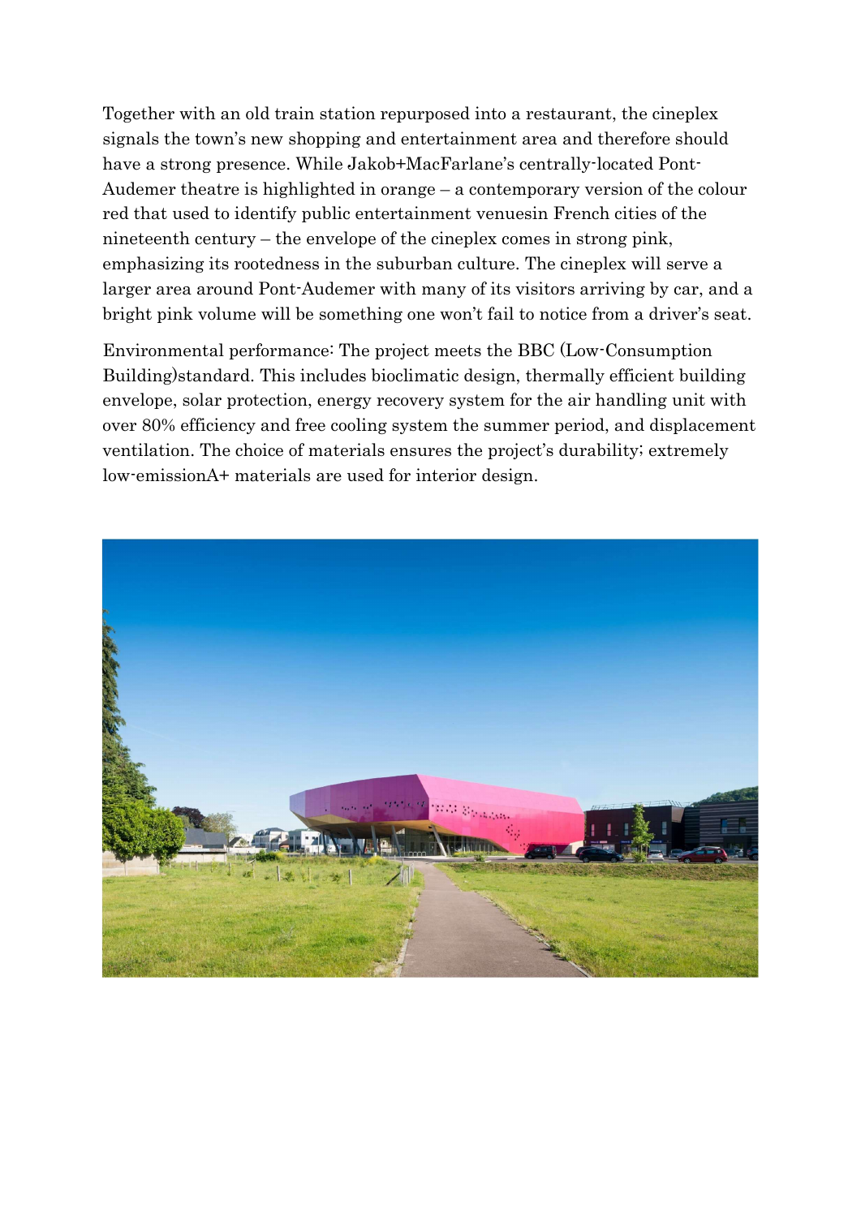Together with an old train station repurposed into a restaurant, the cineplex signals the town's new shopping and entertainment area and therefore should have a strong presence. While Jakob+MacFarlane's centrally-located Pont-Audemer theatre is highlighted in orange – a contemporary version of the colour red that used to identify public entertainment venuesin French cities of the nineteenth century – the envelope of the cineplex comes in strong pink, emphasizing its rootedness in the suburban culture. The cineplex will serve a larger area around Pont-Audemer with many of its visitors arriving by car, and a bright pink volume will be something one won't fail to notice from a driver's seat.

Environmental performance: The project meets the BBC (Low-Consumption Building)standard. This includes bioclimatic design, thermally efficient building envelope, solar protection, energy recovery system for the air handling unit with over 80% efficiency and free cooling system the summer period, and displacement ventilation. The choice of materials ensures the project's durability; extremely low-emissionA+ materials are used for interior design.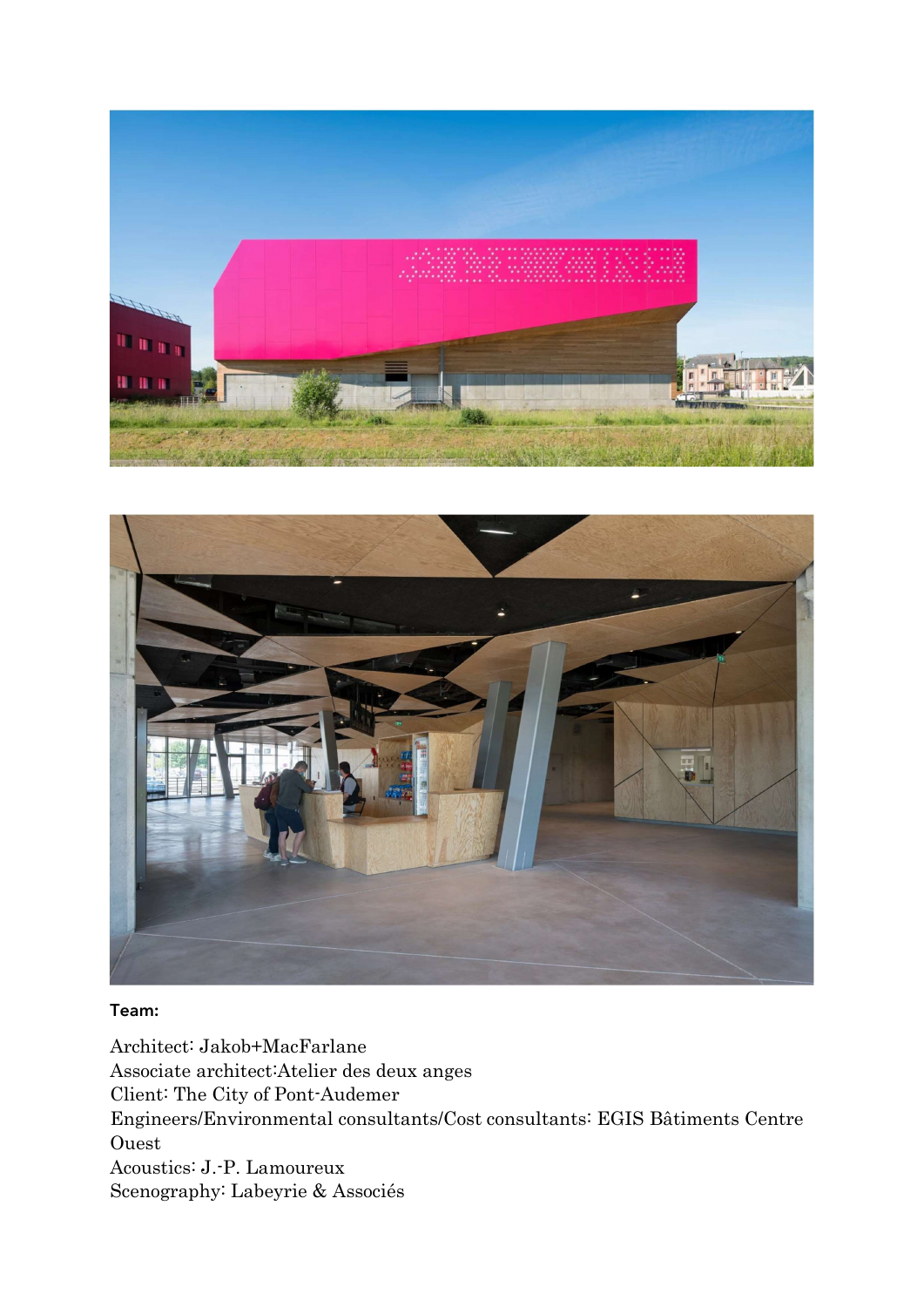**Team:**

Architect: Jakob+MacFarlane
Associate architect:Atelier des deux anges
Client: The City of Pont-Audemer
Engineers/Environmental consultants/Cost consultants: EGIS Bâtiments Centre Ouest
Acoustics: J.-P. Lamoureux
Scenography: Labeyrie & Associés